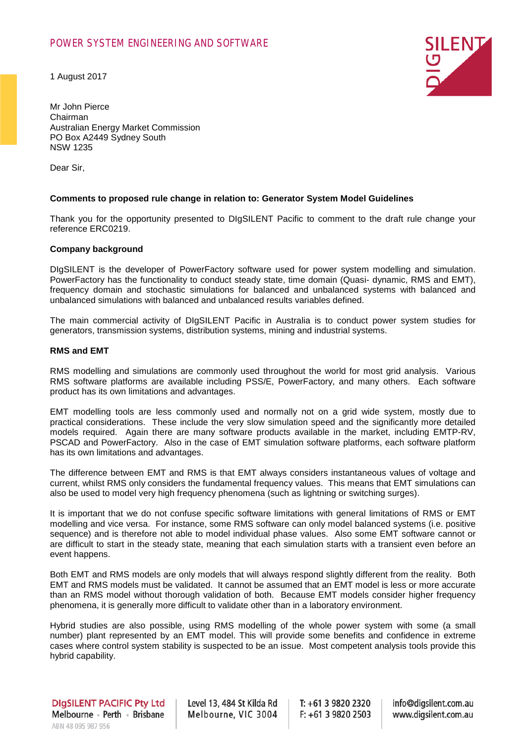POWER SYSTEM ENGINEERING AND SOFTWARE

1 August 2017

Mr John Pierce
Chairman
Australian Energy Market Commission
PO Box A2449 Sydney South
NSW 1235

Dear Sir,

**Comments to proposed rule change in relation to: Generator System Model Guidelines**

Thank you for the opportunity presented to DIgSILENT Pacific to comment to the draft rule change your reference ERC0219.

**Company background**

DIgSILENT is the developer of PowerFactory software used for power system modelling and simulation. PowerFactory has the functionality to conduct steady state, time domain (Quasi- dynamic, RMS and EMT), frequency domain and stochastic simulations for balanced and unbalanced systems with balanced and unbalanced simulations with balanced and unbalanced results variables defined.

The main commercial activity of DIgSILENT Pacific in Australia is to conduct power system studies for generators, transmission systems, distribution systems, mining and industrial systems.

**RMS and EMT**

RMS modelling and simulations are commonly used throughout the world for most grid analysis. Various RMS software platforms are available including PSS/E, PowerFactory, and many others. Each software product has its own limitations and advantages.

EMT modelling tools are less commonly used and normally not on a grid wide system, mostly due to practical considerations. These include the very slow simulation speed and the significantly more detailed models required. Again there are many software products available in the market, including EMTP-RV, PSCAD and PowerFactory. Also in the case of EMT simulation software platforms, each software platform has its own limitations and advantages.

The difference between EMT and RMS is that EMT always considers instantaneous values of voltage and current, whilst RMS only considers the fundamental frequency values. This means that EMT simulations can also be used to model very high frequency phenomena (such as lightning or switching surges).

It is important that we do not confuse specific software limitations with general limitations of RMS or EMT modelling and vice versa. For instance, some RMS software can only model balanced systems (i.e. positive sequence) and is therefore not able to model individual phase values. Also some EMT software cannot or are difficult to start in the steady state, meaning that each simulation starts with a transient even before an event happens.

Both EMT and RMS models are only models that will always respond slightly different from the reality. Both EMT and RMS models must be validated. It cannot be assumed that an EMT model is less or more accurate than an RMS model without thorough validation of both. Because EMT models consider higher frequency phenomena, it is generally more difficult to validate other than in a laboratory environment.

Hybrid studies are also possible, using RMS modelling of the whole power system with some (a small number) plant represented by an EMT model. This will provide some benefits and confidence in extreme cases where control system stability is suspected to be an issue. Most competent analysis tools provide this hybrid capability.

**DIgSILENT PACIFIC Pty Ltd**
Melbourne · Perth · Brisbane
ABN 48 095 987 956

Level 13, 484 St Kilda Rd
Melbourne, VIC 3004

T: +61 3 9820 2320
F: +61 3 9820 2503

info@digsilent.com.au
www.digsilent.com.au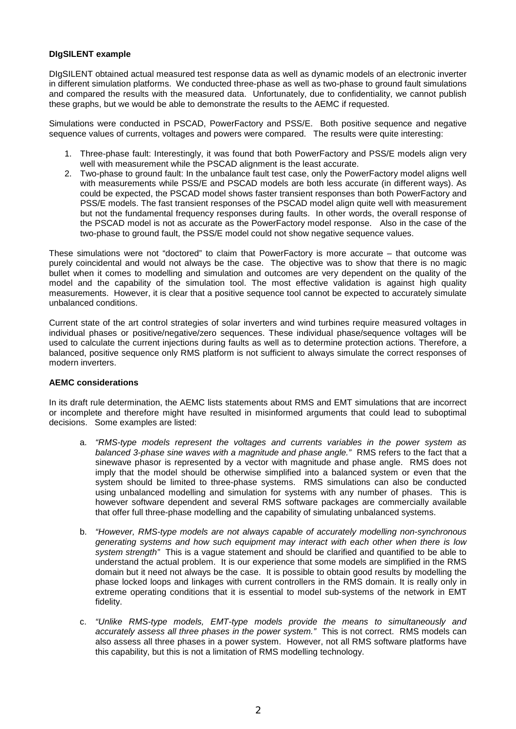**DIgSILENT example**

DIgSILENT obtained actual measured test response data as well as dynamic models of an electronic inverter in different simulation platforms. We conducted three-phase as well as two-phase to ground fault simulations and compared the results with the measured data. Unfortunately, due to confidentiality, we cannot publish these graphs, but we would be able to demonstrate the results to the AEMC if requested.

Simulations were conducted in PSCAD, PowerFactory and PSS/E. Both positive sequence and negative sequence values of currents, voltages and powers were compared. The results were quite interesting:

1. Three-phase fault: Interestingly, it was found that both PowerFactory and PSS/E models align very well with measurement while the PSCAD alignment is the least accurate.
2. Two-phase to ground fault: In the unbalance fault test case, only the PowerFactory model aligns well with measurements while PSS/E and PSCAD models are both less accurate (in different ways). As could be expected, the PSCAD model shows faster transient responses than both PowerFactory and PSS/E models. The fast transient responses of the PSCAD model align quite well with measurement but not the fundamental frequency responses during faults. In other words, the overall response of the PSCAD model is not as accurate as the PowerFactory model response. Also in the case of the two-phase to ground fault, the PSS/E model could not show negative sequence values.

These simulations were not "doctored" to claim that PowerFactory is more accurate – that outcome was purely coincidental and would not always be the case. The objective was to show that there is no magic bullet when it comes to modelling and simulation and outcomes are very dependent on the quality of the model and the capability of the simulation tool. The most effective validation is against high quality measurements. However, it is clear that a positive sequence tool cannot be expected to accurately simulate unbalanced conditions.

Current state of the art control strategies of solar inverters and wind turbines require measured voltages in individual phases or positive/negative/zero sequences. These individual phase/sequence voltages will be used to calculate the current injections during faults as well as to determine protection actions. Therefore, a balanced, positive sequence only RMS platform is not sufficient to always simulate the correct responses of modern inverters.

**AEMC considerations**

In its draft rule determination, the AEMC lists statements about RMS and EMT simulations that are incorrect or incomplete and therefore might have resulted in misinformed arguments that could lead to suboptimal decisions. Some examples are listed:

a. *"RMS-type models represent the voltages and currents variables in the power system as balanced 3-phase sine waves with a magnitude and phase angle."* RMS refers to the fact that a sinewave phasor is represented by a vector with magnitude and phase angle. RMS does not imply that the model should be otherwise simplified into a balanced system or even that the system should be limited to three-phase systems. RMS simulations can also be conducted using unbalanced modelling and simulation for systems with any number of phases. This is however software dependent and several RMS software packages are commercially available that offer full three-phase modelling and the capability of simulating unbalanced systems.

b. *"However, RMS-type models are not always capable of accurately modelling non-synchronous generating systems and how such equipment may interact with each other when there is low system strength"* This is a vague statement and should be clarified and quantified to be able to understand the actual problem. It is our experience that some models are simplified in the RMS domain but it need not always be the case. It is possible to obtain good results by modelling the phase locked loops and linkages with current controllers in the RMS domain. It is really only in extreme operating conditions that it is essential to model sub-systems of the network in EMT fidelity.

c. *"Unlike RMS-type models, EMT-type models provide the means to simultaneously and accurately assess all three phases in the power system."* This is not correct. RMS models can also assess all three phases in a power system. However, not all RMS software platforms have this capability, but this is not a limitation of RMS modelling technology.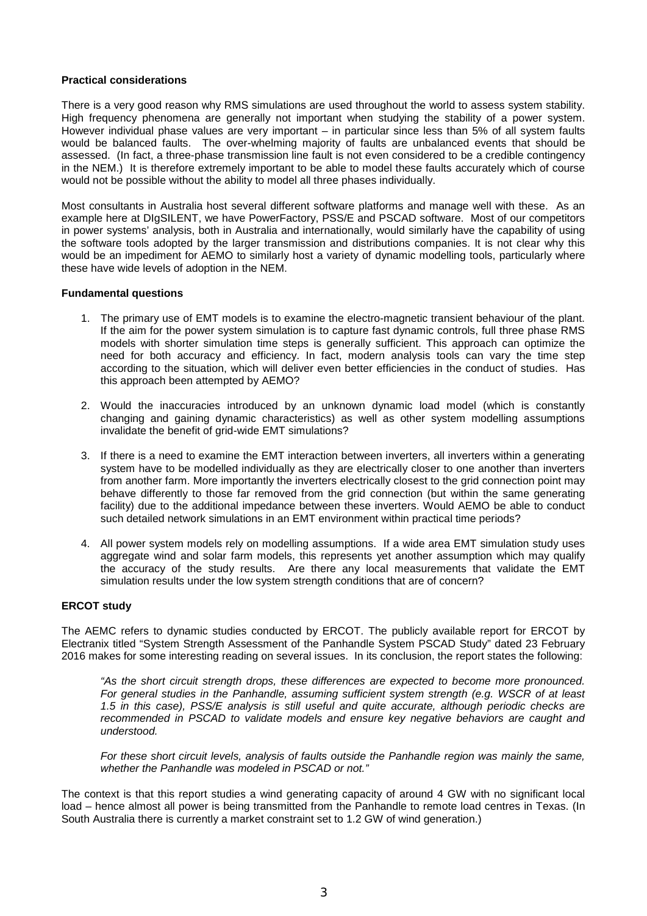**Practical considerations**

There is a very good reason why RMS simulations are used throughout the world to assess system stability. High frequency phenomena are generally not important when studying the stability of a power system. However individual phase values are very important – in particular since less than 5% of all system faults would be balanced faults. The over-whelming majority of faults are unbalanced events that should be assessed. (In fact, a three-phase transmission line fault is not even considered to be a credible contingency in the NEM.) It is therefore extremely important to be able to model these faults accurately which of course would not be possible without the ability to model all three phases individually.

Most consultants in Australia host several different software platforms and manage well with these. As an example here at DIgSILENT, we have PowerFactory, PSS/E and PSCAD software. Most of our competitors in power systems' analysis, both in Australia and internationally, would similarly have the capability of using the software tools adopted by the larger transmission and distributions companies. It is not clear why this would be an impediment for AEMO to similarly host a variety of dynamic modelling tools, particularly where these have wide levels of adoption in the NEM.

**Fundamental questions**

1. The primary use of EMT models is to examine the electro-magnetic transient behaviour of the plant. If the aim for the power system simulation is to capture fast dynamic controls, full three phase RMS models with shorter simulation time steps is generally sufficient. This approach can optimize the need for both accuracy and efficiency. In fact, modern analysis tools can vary the time step according to the situation, which will deliver even better efficiencies in the conduct of studies. Has this approach been attempted by AEMO?

2. Would the inaccuracies introduced by an unknown dynamic load model (which is constantly changing and gaining dynamic characteristics) as well as other system modelling assumptions invalidate the benefit of grid-wide EMT simulations?

3. If there is a need to examine the EMT interaction between inverters, all inverters within a generating system have to be modelled individually as they are electrically closer to one another than inverters from another farm. More importantly the inverters electrically closest to the grid connection point may behave differently to those far removed from the grid connection (but within the same generating facility) due to the additional impedance between these inverters. Would AEMO be able to conduct such detailed network simulations in an EMT environment within practical time periods?

4. All power system models rely on modelling assumptions. If a wide area EMT simulation study uses aggregate wind and solar farm models, this represents yet another assumption which may qualify the accuracy of the study results. Are there any local measurements that validate the EMT simulation results under the low system strength conditions that are of concern?

**ERCOT study**

The AEMC refers to dynamic studies conducted by ERCOT. The publicly available report for ERCOT by Electranix titled "System Strength Assessment of the Panhandle System PSCAD Study" dated 23 February 2016 makes for some interesting reading on several issues. In its conclusion, the report states the following:

> *"As the short circuit strength drops, these differences are expected to become more pronounced. For general studies in the Panhandle, assuming sufficient system strength (e.g. WSCR of at least 1.5 in this case), PSS/E analysis is still useful and quite accurate, although periodic checks are recommended in PSCAD to validate models and ensure key negative behaviors are caught and understood.*
>
> *For these short circuit levels, analysis of faults outside the Panhandle region was mainly the same, whether the Panhandle was modeled in PSCAD or not."*

The context is that this report studies a wind generating capacity of around 4 GW with no significant local load – hence almost all power is being transmitted from the Panhandle to remote load centres in Texas. (In South Australia there is currently a market constraint set to 1.2 GW of wind generation.)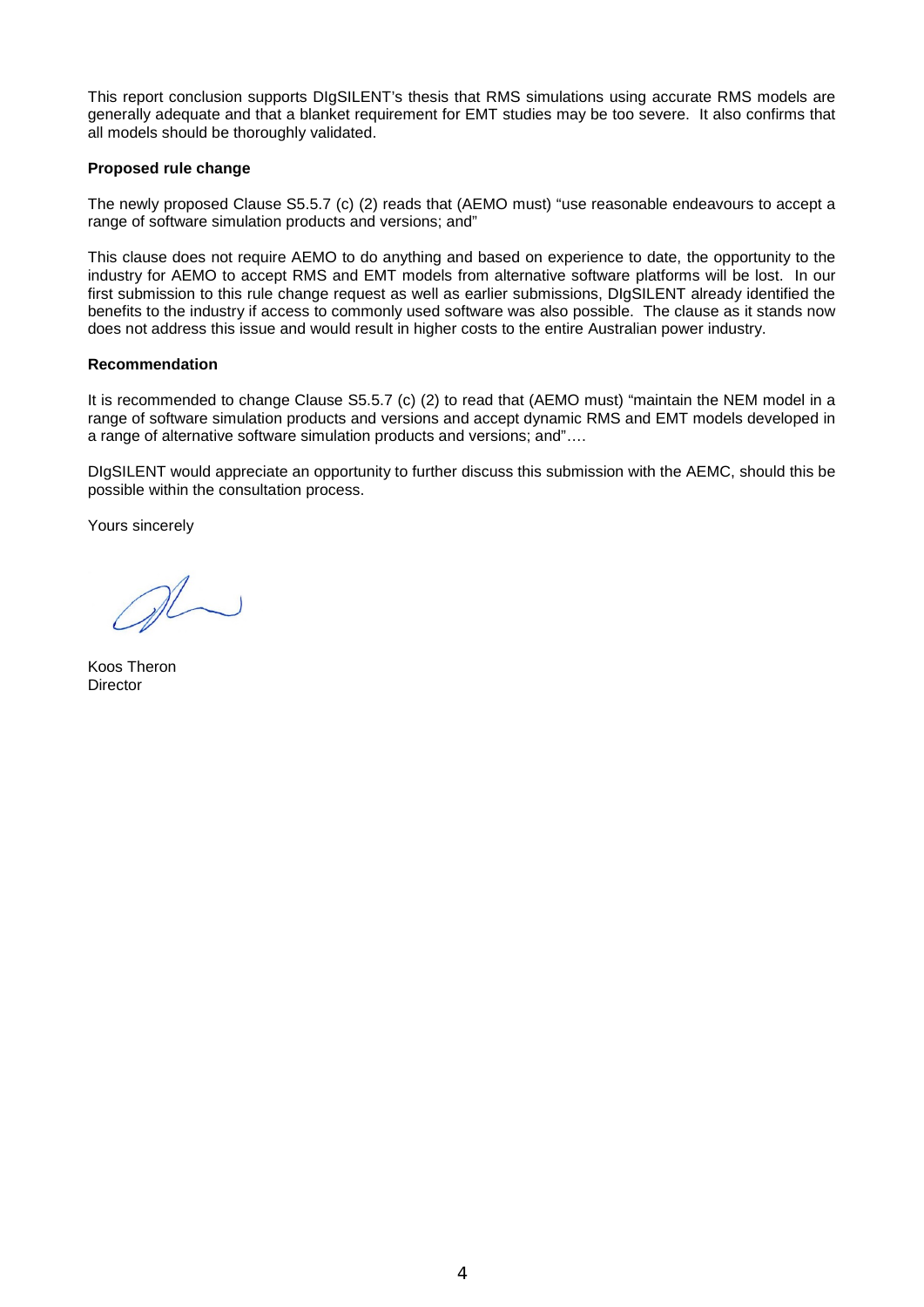This report conclusion supports DIgSILENT's thesis that RMS simulations using accurate RMS models are generally adequate and that a blanket requirement for EMT studies may be too severe. It also confirms that all models should be thoroughly validated.

**Proposed rule change**

The newly proposed Clause S5.5.7 (c) (2) reads that (AEMO must) "use reasonable endeavours to accept a range of software simulation products and versions; and"

This clause does not require AEMO to do anything and based on experience to date, the opportunity to the industry for AEMO to accept RMS and EMT models from alternative software platforms will be lost. In our first submission to this rule change request as well as earlier submissions, DIgSILENT already identified the benefits to the industry if access to commonly used software was also possible. The clause as it stands now does not address this issue and would result in higher costs to the entire Australian power industry.

**Recommendation**

It is recommended to change Clause S5.5.7 (c) (2) to read that (AEMO must) "maintain the NEM model in a range of software simulation products and versions and accept dynamic RMS and EMT models developed in a range of alternative software simulation products and versions; and"….

DIgSILENT would appreciate an opportunity to further discuss this submission with the AEMC, should this be possible within the consultation process.

Yours sincerely

Koos Theron
Director